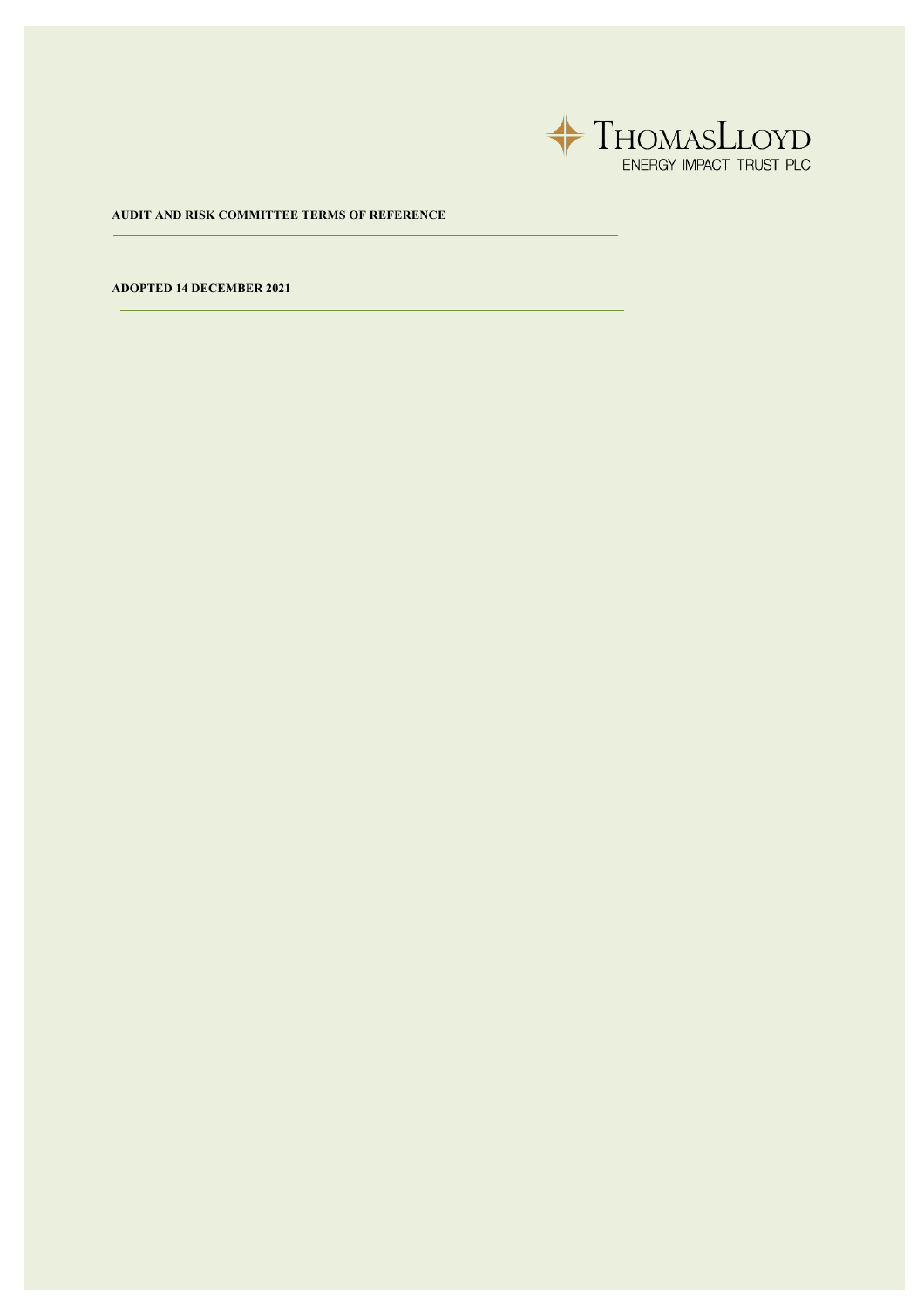THOMASLLOYD
ENERGY IMPACT TRUST PLC

**AUDIT AND RISK COMMITTEE TERMS OF REFERENCE**

**ADOPTED 14 DECEMBER 2021**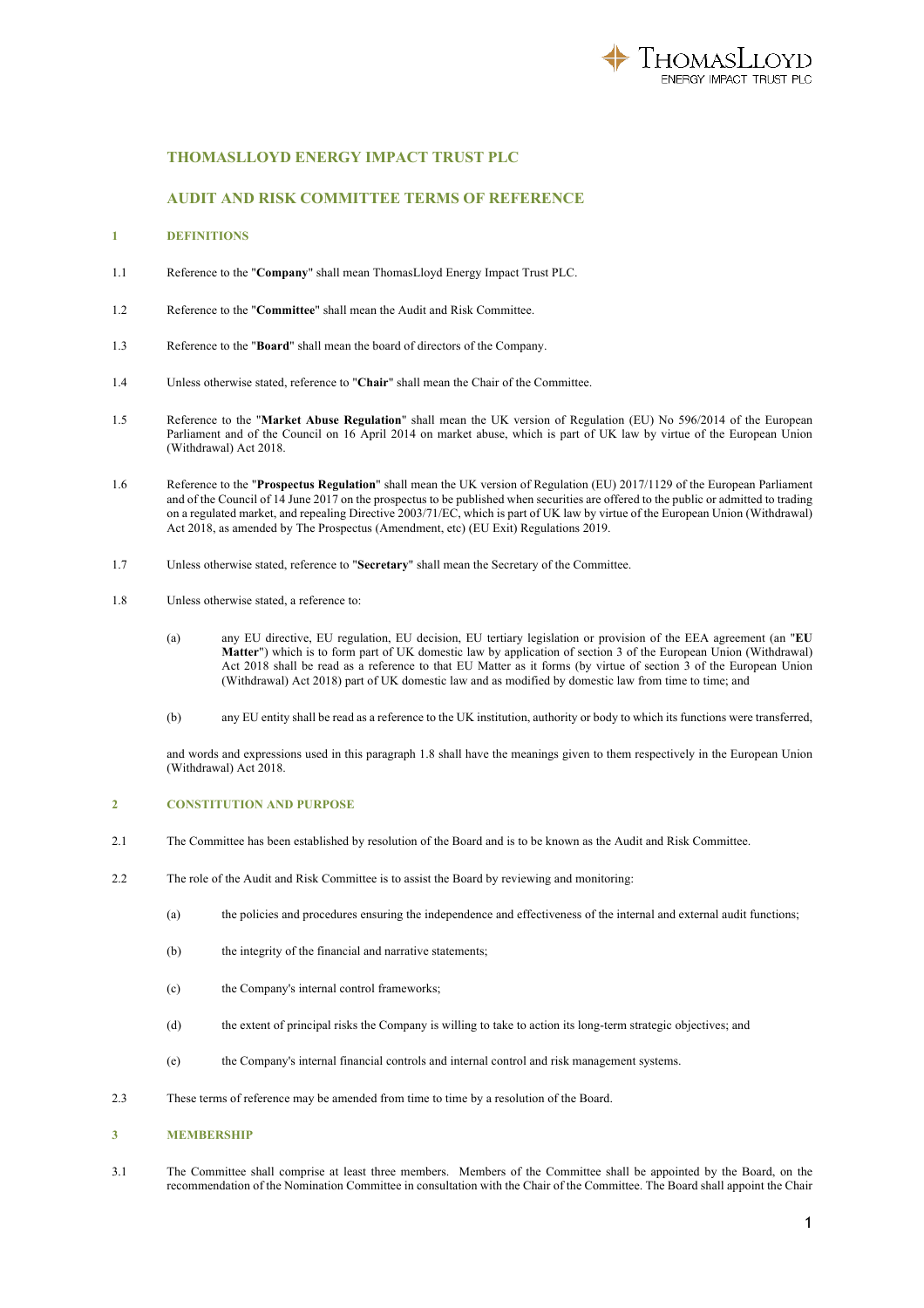# THOMASLLOYD ENERGY IMPACT TRUST PLC

## AUDIT AND RISK COMMITTEE TERMS OF REFERENCE

### 1 DEFINITIONS

1.1 Reference to the "**Company**" shall mean ThomasLloyd Energy Impact Trust PLC.

1.2 Reference to the "**Committee**" shall mean the Audit and Risk Committee.

1.3 Reference to the "**Board**" shall mean the board of directors of the Company.

1.4 Unless otherwise stated, reference to "**Chair**" shall mean the Chair of the Committee.

1.5 Reference to the "**Market Abuse Regulation**" shall mean the UK version of Regulation (EU) No 596/2014 of the European Parliament and of the Council on 16 April 2014 on market abuse, which is part of UK law by virtue of the European Union (Withdrawal) Act 2018.

1.6 Reference to the "**Prospectus Regulation**" shall mean the UK version of Regulation (EU) 2017/1129 of the European Parliament and of the Council of 14 June 2017 on the prospectus to be published when securities are offered to the public or admitted to trading on a regulated market, and repealing Directive 2003/71/EC, which is part of UK law by virtue of the European Union (Withdrawal) Act 2018, as amended by The Prospectus (Amendment, etc) (EU Exit) Regulations 2019.

1.7 Unless otherwise stated, reference to "**Secretary**" shall mean the Secretary of the Committee.

1.8 Unless otherwise stated, a reference to:

(a) any EU directive, EU regulation, EU decision, EU tertiary legislation or provision of the EEA agreement (an "**EU Matter**") which is to form part of UK domestic law by application of section 3 of the European Union (Withdrawal) Act 2018 shall be read as a reference to that EU Matter as it forms (by virtue of section 3 of the European Union (Withdrawal) Act 2018) part of UK domestic law and as modified by domestic law from time to time; and

(b) any EU entity shall be read as a reference to the UK institution, authority or body to which its functions were transferred,

and words and expressions used in this paragraph 1.8 shall have the meanings given to them respectively in the European Union (Withdrawal) Act 2018.

### 2 CONSTITUTION AND PURPOSE

2.1 The Committee has been established by resolution of the Board and is to be known as the Audit and Risk Committee.

2.2 The role of the Audit and Risk Committee is to assist the Board by reviewing and monitoring:

(a) the policies and procedures ensuring the independence and effectiveness of the internal and external audit functions;

(b) the integrity of the financial and narrative statements;

(c) the Company's internal control frameworks;

(d) the extent of principal risks the Company is willing to take to action its long-term strategic objectives; and

(e) the Company's internal financial controls and internal control and risk management systems.

2.3 These terms of reference may be amended from time to time by a resolution of the Board.

### 3 MEMBERSHIP

3.1 The Committee shall comprise at least three members. Members of the Committee shall be appointed by the Board, on the recommendation of the Nomination Committee in consultation with the Chair of the Committee. The Board shall appoint the Chair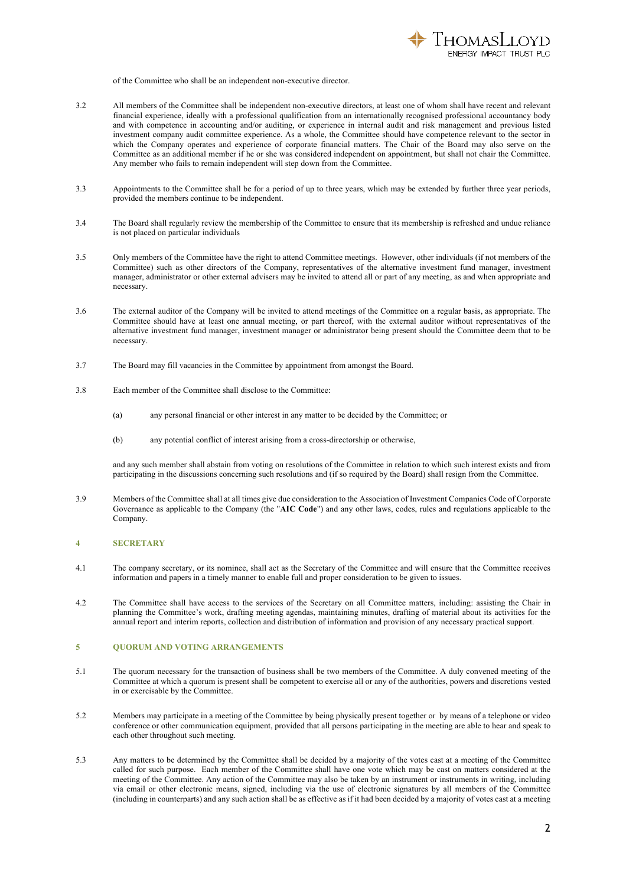of the Committee who shall be an independent non-executive director.

3.2 All members of the Committee shall be independent non-executive directors, at least one of whom shall have recent and relevant financial experience, ideally with a professional qualification from an internationally recognised professional accountancy body and with competence in accounting and/or auditing, or experience in internal audit and risk management and previous listed investment company audit committee experience. As a whole, the Committee should have competence relevant to the sector in which the Company operates and experience of corporate financial matters. The Chair of the Board may also serve on the Committee as an additional member if he or she was considered independent on appointment, but shall not chair the Committee. Any member who fails to remain independent will step down from the Committee.

3.3 Appointments to the Committee shall be for a period of up to three years, which may be extended by further three year periods, provided the members continue to be independent.

3.4 The Board shall regularly review the membership of the Committee to ensure that its membership is refreshed and undue reliance is not placed on particular individuals

3.5 Only members of the Committee have the right to attend Committee meetings. However, other individuals (if not members of the Committee) such as other directors of the Company, representatives of the alternative investment fund manager, investment manager, administrator or other external advisers may be invited to attend all or part of any meeting, as and when appropriate and necessary.

3.6 The external auditor of the Company will be invited to attend meetings of the Committee on a regular basis, as appropriate. The Committee should have at least one annual meeting, or part thereof, with the external auditor without representatives of the alternative investment fund manager, investment manager or administrator being present should the Committee deem that to be necessary.

3.7 The Board may fill vacancies in the Committee by appointment from amongst the Board.

3.8 Each member of the Committee shall disclose to the Committee:

(a) any personal financial or other interest in any matter to be decided by the Committee; or

(b) any potential conflict of interest arising from a cross-directorship or otherwise,

and any such member shall abstain from voting on resolutions of the Committee in relation to which such interest exists and from participating in the discussions concerning such resolutions and (if so required by the Board) shall resign from the Committee.

3.9 Members of the Committee shall at all times give due consideration to the Association of Investment Companies Code of Corporate Governance as applicable to the Company (the "**AIC Code**") and any other laws, codes, rules and regulations applicable to the Company.

## 4 SECRETARY

4.1 The company secretary, or its nominee, shall act as the Secretary of the Committee and will ensure that the Committee receives information and papers in a timely manner to enable full and proper consideration to be given to issues.

4.2 The Committee shall have access to the services of the Secretary on all Committee matters, including: assisting the Chair in planning the Committee's work, drafting meeting agendas, maintaining minutes, drafting of material about its activities for the annual report and interim reports, collection and distribution of information and provision of any necessary practical support.

## 5 QUORUM AND VOTING ARRANGEMENTS

5.1 The quorum necessary for the transaction of business shall be two members of the Committee. A duly convened meeting of the Committee at which a quorum is present shall be competent to exercise all or any of the authorities, powers and discretions vested in or exercisable by the Committee.

5.2 Members may participate in a meeting of the Committee by being physically present together or by means of a telephone or video conference or other communication equipment, provided that all persons participating in the meeting are able to hear and speak to each other throughout such meeting.

5.3 Any matters to be determined by the Committee shall be decided by a majority of the votes cast at a meeting of the Committee called for such purpose. Each member of the Committee shall have one vote which may be cast on matters considered at the meeting of the Committee. Any action of the Committee may also be taken by an instrument or instruments in writing, including via email or other electronic means, signed, including via the use of electronic signatures by all members of the Committee (including in counterparts) and any such action shall be as effective as if it had been decided by a majority of votes cast at a meeting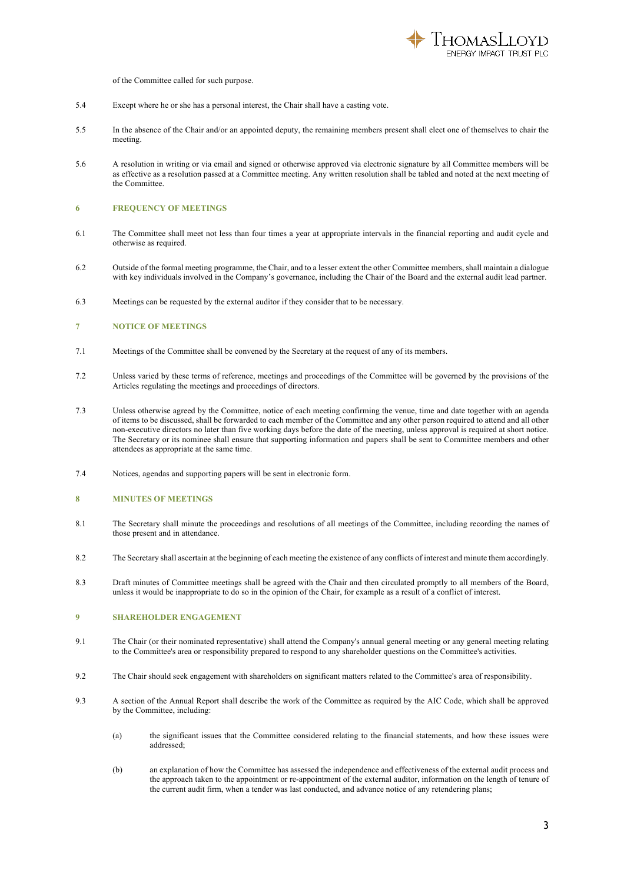of the Committee called for such purpose.

5.4 Except where he or she has a personal interest, the Chair shall have a casting vote.

5.5 In the absence of the Chair and/or an appointed deputy, the remaining members present shall elect one of themselves to chair the meeting.

5.6 A resolution in writing or via email and signed or otherwise approved via electronic signature by all Committee members will be as effective as a resolution passed at a Committee meeting. Any written resolution shall be tabled and noted at the next meeting of the Committee.

## 6 FREQUENCY OF MEETINGS

6.1 The Committee shall meet not less than four times a year at appropriate intervals in the financial reporting and audit cycle and otherwise as required.

6.2 Outside of the formal meeting programme, the Chair, and to a lesser extent the other Committee members, shall maintain a dialogue with key individuals involved in the Company's governance, including the Chair of the Board and the external audit lead partner.

6.3 Meetings can be requested by the external auditor if they consider that to be necessary.

## 7 NOTICE OF MEETINGS

7.1 Meetings of the Committee shall be convened by the Secretary at the request of any of its members.

7.2 Unless varied by these terms of reference, meetings and proceedings of the Committee will be governed by the provisions of the Articles regulating the meetings and proceedings of directors.

7.3 Unless otherwise agreed by the Committee, notice of each meeting confirming the venue, time and date together with an agenda of items to be discussed, shall be forwarded to each member of the Committee and any other person required to attend and all other non-executive directors no later than five working days before the date of the meeting, unless approval is required at short notice. The Secretary or its nominee shall ensure that supporting information and papers shall be sent to Committee members and other attendees as appropriate at the same time.

7.4 Notices, agendas and supporting papers will be sent in electronic form.

## 8 MINUTES OF MEETINGS

8.1 The Secretary shall minute the proceedings and resolutions of all meetings of the Committee, including recording the names of those present and in attendance.

8.2 The Secretary shall ascertain at the beginning of each meeting the existence of any conflicts of interest and minute them accordingly.

8.3 Draft minutes of Committee meetings shall be agreed with the Chair and then circulated promptly to all members of the Board, unless it would be inappropriate to do so in the opinion of the Chair, for example as a result of a conflict of interest.

## 9 SHAREHOLDER ENGAGEMENT

9.1 The Chair (or their nominated representative) shall attend the Company's annual general meeting or any general meeting relating to the Committee's area or responsibility prepared to respond to any shareholder questions on the Committee's activities.

9.2 The Chair should seek engagement with shareholders on significant matters related to the Committee's area of responsibility.

9.3 A section of the Annual Report shall describe the work of the Committee as required by the AIC Code, which shall be approved by the Committee, including:

(a) the significant issues that the Committee considered relating to the financial statements, and how these issues were addressed;

(b) an explanation of how the Committee has assessed the independence and effectiveness of the external audit process and the approach taken to the appointment or re-appointment of the external auditor, information on the length of tenure of the current audit firm, when a tender was last conducted, and advance notice of any retendering plans;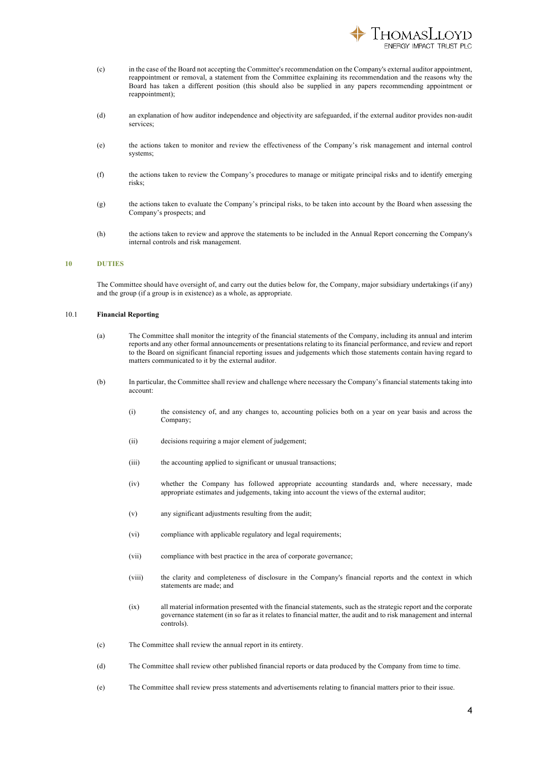(c) in the case of the Board not accepting the Committee's recommendation on the Company's external auditor appointment, reappointment or removal, a statement from the Committee explaining its recommendation and the reasons why the Board has taken a different position (this should also be supplied in any papers recommending appointment or reappointment);

(d) an explanation of how auditor independence and objectivity are safeguarded, if the external auditor provides non-audit services;

(e) the actions taken to monitor and review the effectiveness of the Company's risk management and internal control systems;

(f) the actions taken to review the Company's procedures to manage or mitigate principal risks and to identify emerging risks;

(g) the actions taken to evaluate the Company's principal risks, to be taken into account by the Board when assessing the Company's prospects; and

(h) the actions taken to review and approve the statements to be included in the Annual Report concerning the Company's internal controls and risk management.

## 10 DUTIES

The Committee should have oversight of, and carry out the duties below for, the Company, major subsidiary undertakings (if any) and the group (if a group is in existence) as a whole, as appropriate.

### 10.1 Financial Reporting

(a) The Committee shall monitor the integrity of the financial statements of the Company, including its annual and interim reports and any other formal announcements or presentations relating to its financial performance, and review and report to the Board on significant financial reporting issues and judgements which those statements contain having regard to matters communicated to it by the external auditor.

(b) In particular, the Committee shall review and challenge where necessary the Company's financial statements taking into account:

(i) the consistency of, and any changes to, accounting policies both on a year on year basis and across the Company;

(ii) decisions requiring a major element of judgement;

(iii) the accounting applied to significant or unusual transactions;

(iv) whether the Company has followed appropriate accounting standards and, where necessary, made appropriate estimates and judgements, taking into account the views of the external auditor;

(v) any significant adjustments resulting from the audit;

(vi) compliance with applicable regulatory and legal requirements;

(vii) compliance with best practice in the area of corporate governance;

(viii) the clarity and completeness of disclosure in the Company's financial reports and the context in which statements are made; and

(ix) all material information presented with the financial statements, such as the strategic report and the corporate governance statement (in so far as it relates to financial matter, the audit and to risk management and internal controls).

(c) The Committee shall review the annual report in its entirety.

(d) The Committee shall review other published financial reports or data produced by the Company from time to time.

(e) The Committee shall review press statements and advertisements relating to financial matters prior to their issue.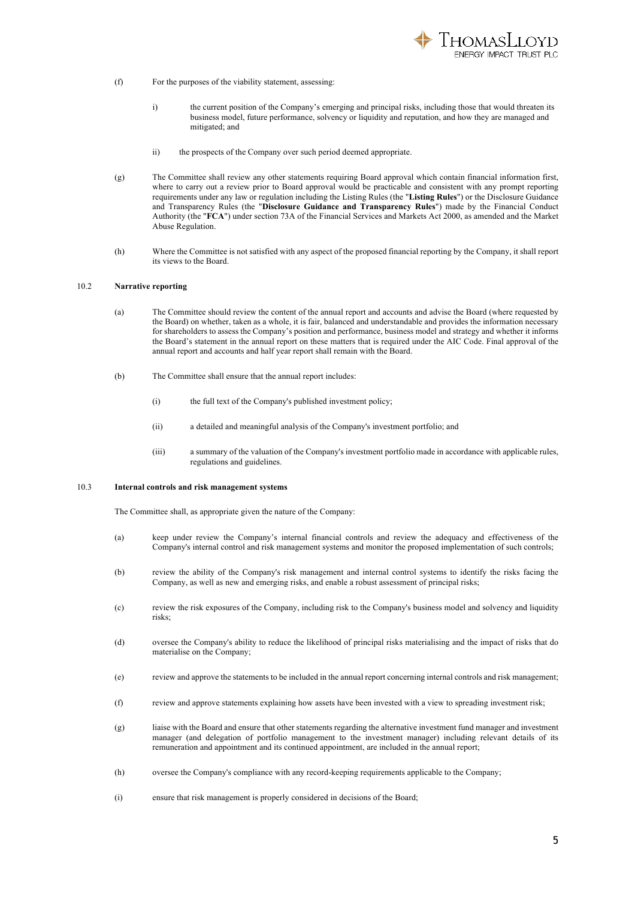(f) For the purposes of the viability statement, assessing:

i) the current position of the Company's emerging and principal risks, including those that would threaten its business model, future performance, solvency or liquidity and reputation, and how they are managed and mitigated; and

ii) the prospects of the Company over such period deemed appropriate.

(g) The Committee shall review any other statements requiring Board approval which contain financial information first, where to carry out a review prior to Board approval would be practicable and consistent with any prompt reporting requirements under any law or regulation including the Listing Rules (the "**Listing Rules**") or the Disclosure Guidance and Transparency Rules (the "**Disclosure Guidance and Transparency Rules**") made by the Financial Conduct Authority (the "**FCA**") under section 73A of the Financial Services and Markets Act 2000, as amended and the Market Abuse Regulation.

(h) Where the Committee is not satisfied with any aspect of the proposed financial reporting by the Company, it shall report its views to the Board.

### 10.2 Narrative reporting

(a) The Committee should review the content of the annual report and accounts and advise the Board (where requested by the Board) on whether, taken as a whole, it is fair, balanced and understandable and provides the information necessary for shareholders to assess the Company's position and performance, business model and strategy and whether it informs the Board's statement in the annual report on these matters that is required under the AIC Code. Final approval of the annual report and accounts and half year report shall remain with the Board.

(b) The Committee shall ensure that the annual report includes:

(i) the full text of the Company's published investment policy;

(ii) a detailed and meaningful analysis of the Company's investment portfolio; and

(iii) a summary of the valuation of the Company's investment portfolio made in accordance with applicable rules, regulations and guidelines.

### 10.3 Internal controls and risk management systems

The Committee shall, as appropriate given the nature of the Company:

(a) keep under review the Company's internal financial controls and review the adequacy and effectiveness of the Company's internal control and risk management systems and monitor the proposed implementation of such controls;

(b) review the ability of the Company's risk management and internal control systems to identify the risks facing the Company, as well as new and emerging risks, and enable a robust assessment of principal risks;

(c) review the risk exposures of the Company, including risk to the Company's business model and solvency and liquidity risks;

(d) oversee the Company's ability to reduce the likelihood of principal risks materialising and the impact of risks that do materialise on the Company;

(e) review and approve the statements to be included in the annual report concerning internal controls and risk management;

(f) review and approve statements explaining how assets have been invested with a view to spreading investment risk;

(g) liaise with the Board and ensure that other statements regarding the alternative investment fund manager and investment manager (and delegation of portfolio management to the investment manager) including relevant details of its remuneration and appointment and its continued appointment, are included in the annual report;

(h) oversee the Company's compliance with any record-keeping requirements applicable to the Company;

(i) ensure that risk management is properly considered in decisions of the Board;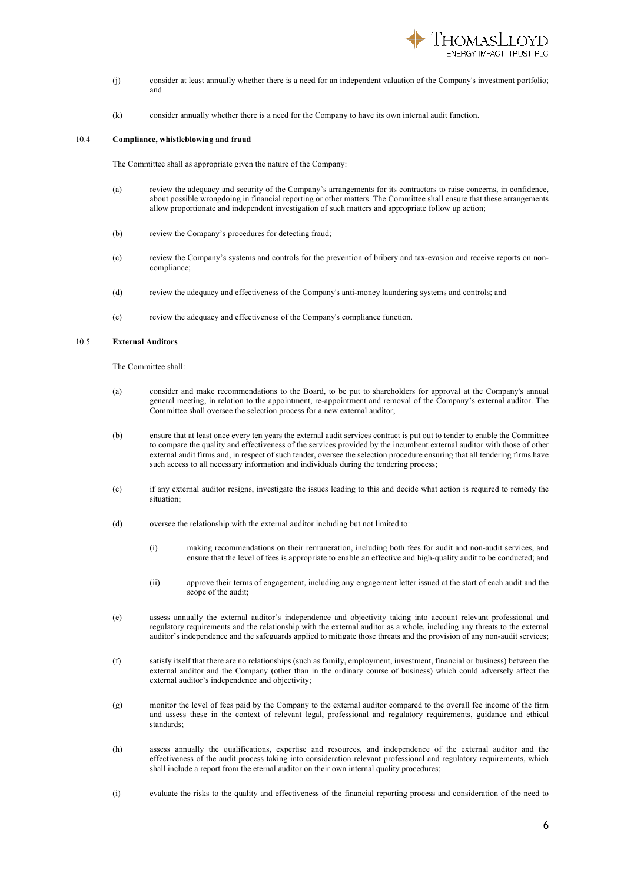(j) consider at least annually whether there is a need for an independent valuation of the Company's investment portfolio; and

(k) consider annually whether there is a need for the Company to have its own internal audit function.

### 10.4 Compliance, whistleblowing and fraud

The Committee shall as appropriate given the nature of the Company:

(a) review the adequacy and security of the Company's arrangements for its contractors to raise concerns, in confidence, about possible wrongdoing in financial reporting or other matters. The Committee shall ensure that these arrangements allow proportionate and independent investigation of such matters and appropriate follow up action;

(b) review the Company's procedures for detecting fraud;

(c) review the Company's systems and controls for the prevention of bribery and tax-evasion and receive reports on non-compliance;

(d) review the adequacy and effectiveness of the Company's anti-money laundering systems and controls; and

(e) review the adequacy and effectiveness of the Company's compliance function.

### 10.5 External Auditors

The Committee shall:

(a) consider and make recommendations to the Board, to be put to shareholders for approval at the Company's annual general meeting, in relation to the appointment, re-appointment and removal of the Company's external auditor. The Committee shall oversee the selection process for a new external auditor;

(b) ensure that at least once every ten years the external audit services contract is put out to tender to enable the Committee to compare the quality and effectiveness of the services provided by the incumbent external auditor with those of other external audit firms and, in respect of such tender, oversee the selection procedure ensuring that all tendering firms have such access to all necessary information and individuals during the tendering process;

(c) if any external auditor resigns, investigate the issues leading to this and decide what action is required to remedy the situation;

(d) oversee the relationship with the external auditor including but not limited to:

   (i) making recommendations on their remuneration, including both fees for audit and non-audit services, and ensure that the level of fees is appropriate to enable an effective and high-quality audit to be conducted; and

   (ii) approve their terms of engagement, including any engagement letter issued at the start of each audit and the scope of the audit;

(e) assess annually the external auditor's independence and objectivity taking into account relevant professional and regulatory requirements and the relationship with the external auditor as a whole, including any threats to the external auditor's independence and the safeguards applied to mitigate those threats and the provision of any non-audit services;

(f) satisfy itself that there are no relationships (such as family, employment, investment, financial or business) between the external auditor and the Company (other than in the ordinary course of business) which could adversely affect the external auditor's independence and objectivity;

(g) monitor the level of fees paid by the Company to the external auditor compared to the overall fee income of the firm and assess these in the context of relevant legal, professional and regulatory requirements, guidance and ethical standards;

(h) assess annually the qualifications, expertise and resources, and independence of the external auditor and the effectiveness of the audit process taking into consideration relevant professional and regulatory requirements, which shall include a report from the eternal auditor on their own internal quality procedures;

(i) evaluate the risks to the quality and effectiveness of the financial reporting process and consideration of the need to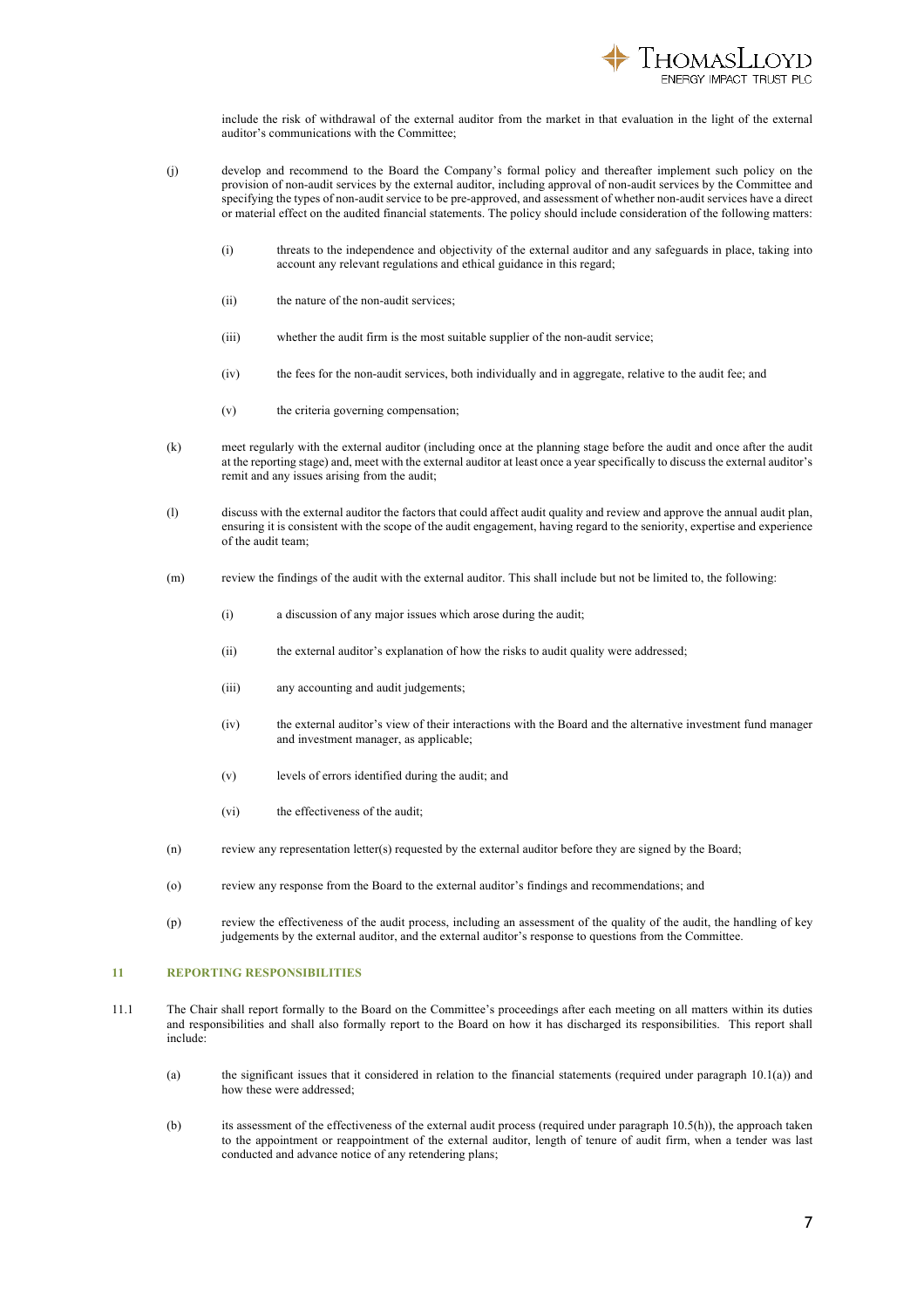include the risk of withdrawal of the external auditor from the market in that evaluation in the light of the external auditor's communications with the Committee;

(j) develop and recommend to the Board the Company's formal policy and thereafter implement such policy on the provision of non-audit services by the external auditor, including approval of non-audit services by the Committee and specifying the types of non-audit service to be pre-approved, and assessment of whether non-audit services have a direct or material effect on the audited financial statements. The policy should include consideration of the following matters:

   (i) threats to the independence and objectivity of the external auditor and any safeguards in place, taking into account any relevant regulations and ethical guidance in this regard;

   (ii) the nature of the non-audit services;

   (iii) whether the audit firm is the most suitable supplier of the non-audit service;

   (iv) the fees for the non-audit services, both individually and in aggregate, relative to the audit fee; and

   (v) the criteria governing compensation;

(k) meet regularly with the external auditor (including once at the planning stage before the audit and once after the audit at the reporting stage) and, meet with the external auditor at least once a year specifically to discuss the external auditor's remit and any issues arising from the audit;

(l) discuss with the external auditor the factors that could affect audit quality and review and approve the annual audit plan, ensuring it is consistent with the scope of the audit engagement, having regard to the seniority, expertise and experience of the audit team;

(m) review the findings of the audit with the external auditor. This shall include but not be limited to, the following:

   (i) a discussion of any major issues which arose during the audit;

   (ii) the external auditor's explanation of how the risks to audit quality were addressed;

   (iii) any accounting and audit judgements;

   (iv) the external auditor's view of their interactions with the Board and the alternative investment fund manager and investment manager, as applicable;

   (v) levels of errors identified during the audit; and

   (vi) the effectiveness of the audit;

(n) review any representation letter(s) requested by the external auditor before they are signed by the Board;

(o) review any response from the Board to the external auditor's findings and recommendations; and

(p) review the effectiveness of the audit process, including an assessment of the quality of the audit, the handling of key judgements by the external auditor, and the external auditor's response to questions from the Committee.

## 11 REPORTING RESPONSIBILITIES

11.1 The Chair shall report formally to the Board on the Committee's proceedings after each meeting on all matters within its duties and responsibilities and shall also formally report to the Board on how it has discharged its responsibilities. This report shall include:

(a) the significant issues that it considered in relation to the financial statements (required under paragraph 10.1(a)) and how these were addressed;

(b) its assessment of the effectiveness of the external audit process (required under paragraph 10.5(h)), the approach taken to the appointment or reappointment of the external auditor, length of tenure of audit firm, when a tender was last conducted and advance notice of any retendering plans;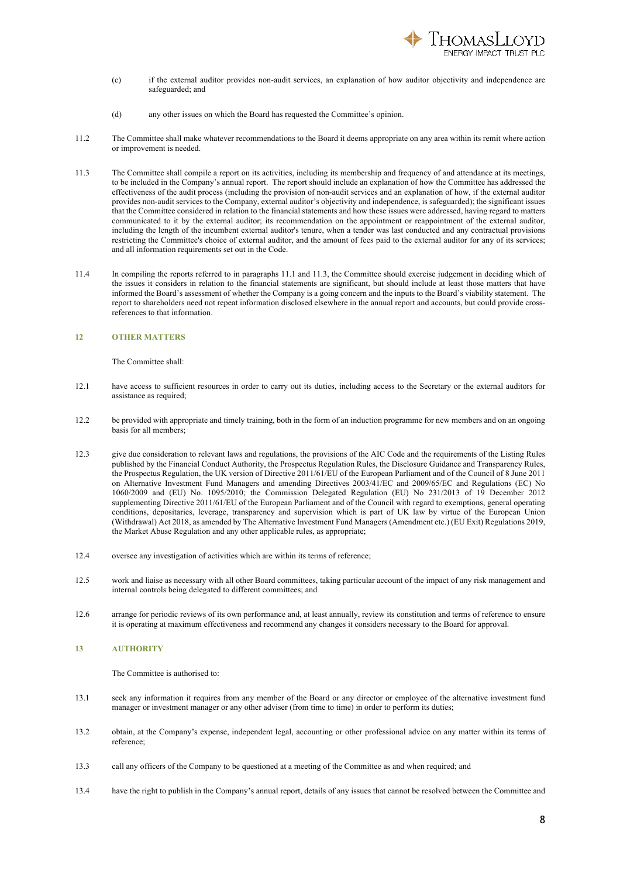(c) if the external auditor provides non-audit services, an explanation of how auditor objectivity and independence are safeguarded; and

(d) any other issues on which the Board has requested the Committee's opinion.

11.2 The Committee shall make whatever recommendations to the Board it deems appropriate on any area within its remit where action or improvement is needed.

11.3 The Committee shall compile a report on its activities, including its membership and frequency of and attendance at its meetings, to be included in the Company's annual report. The report should include an explanation of how the Committee has addressed the effectiveness of the audit process (including the provision of non-audit services and an explanation of how, if the external auditor provides non-audit services to the Company, external auditor's objectivity and independence, is safeguarded); the significant issues that the Committee considered in relation to the financial statements and how these issues were addressed, having regard to matters communicated to it by the external auditor; its recommendation on the appointment or reappointment of the external auditor, including the length of the incumbent external auditor's tenure, when a tender was last conducted and any contractual provisions restricting the Committee's choice of external auditor, and the amount of fees paid to the external auditor for any of its services; and all information requirements set out in the Code.

11.4 In compiling the reports referred to in paragraphs 11.1 and 11.3, the Committee should exercise judgement in deciding which of the issues it considers in relation to the financial statements are significant, but should include at least those matters that have informed the Board's assessment of whether the Company is a going concern and the inputs to the Board's viability statement. The report to shareholders need not repeat information disclosed elsewhere in the annual report and accounts, but could provide cross-references to that information.

## 12 OTHER MATTERS

The Committee shall:

12.1 have access to sufficient resources in order to carry out its duties, including access to the Secretary or the external auditors for assistance as required;

12.2 be provided with appropriate and timely training, both in the form of an induction programme for new members and on an ongoing basis for all members;

12.3 give due consideration to relevant laws and regulations, the provisions of the AIC Code and the requirements of the Listing Rules published by the Financial Conduct Authority, the Prospectus Regulation Rules, the Disclosure Guidance and Transparency Rules, the Prospectus Regulation, the UK version of Directive 2011/61/EU of the European Parliament and of the Council of 8 June 2011 on Alternative Investment Fund Managers and amending Directives 2003/41/EC and 2009/65/EC and Regulations (EC) No 1060/2009 and (EU) No. 1095/2010; the Commission Delegated Regulation (EU) No 231/2013 of 19 December 2012 supplementing Directive 2011/61/EU of the European Parliament and of the Council with regard to exemptions, general operating conditions, depositaries, leverage, transparency and supervision which is part of UK law by virtue of the European Union (Withdrawal) Act 2018, as amended by The Alternative Investment Fund Managers (Amendment etc.) (EU Exit) Regulations 2019, the Market Abuse Regulation and any other applicable rules, as appropriate;

12.4 oversee any investigation of activities which are within its terms of reference;

12.5 work and liaise as necessary with all other Board committees, taking particular account of the impact of any risk management and internal controls being delegated to different committees; and

12.6 arrange for periodic reviews of its own performance and, at least annually, review its constitution and terms of reference to ensure it is operating at maximum effectiveness and recommend any changes it considers necessary to the Board for approval.

## 13 AUTHORITY

The Committee is authorised to:

13.1 seek any information it requires from any member of the Board or any director or employee of the alternative investment fund manager or investment manager or any other adviser (from time to time) in order to perform its duties;

13.2 obtain, at the Company's expense, independent legal, accounting or other professional advice on any matter within its terms of reference;

13.3 call any officers of the Company to be questioned at a meeting of the Committee as and when required; and

13.4 have the right to publish in the Company's annual report, details of any issues that cannot be resolved between the Committee and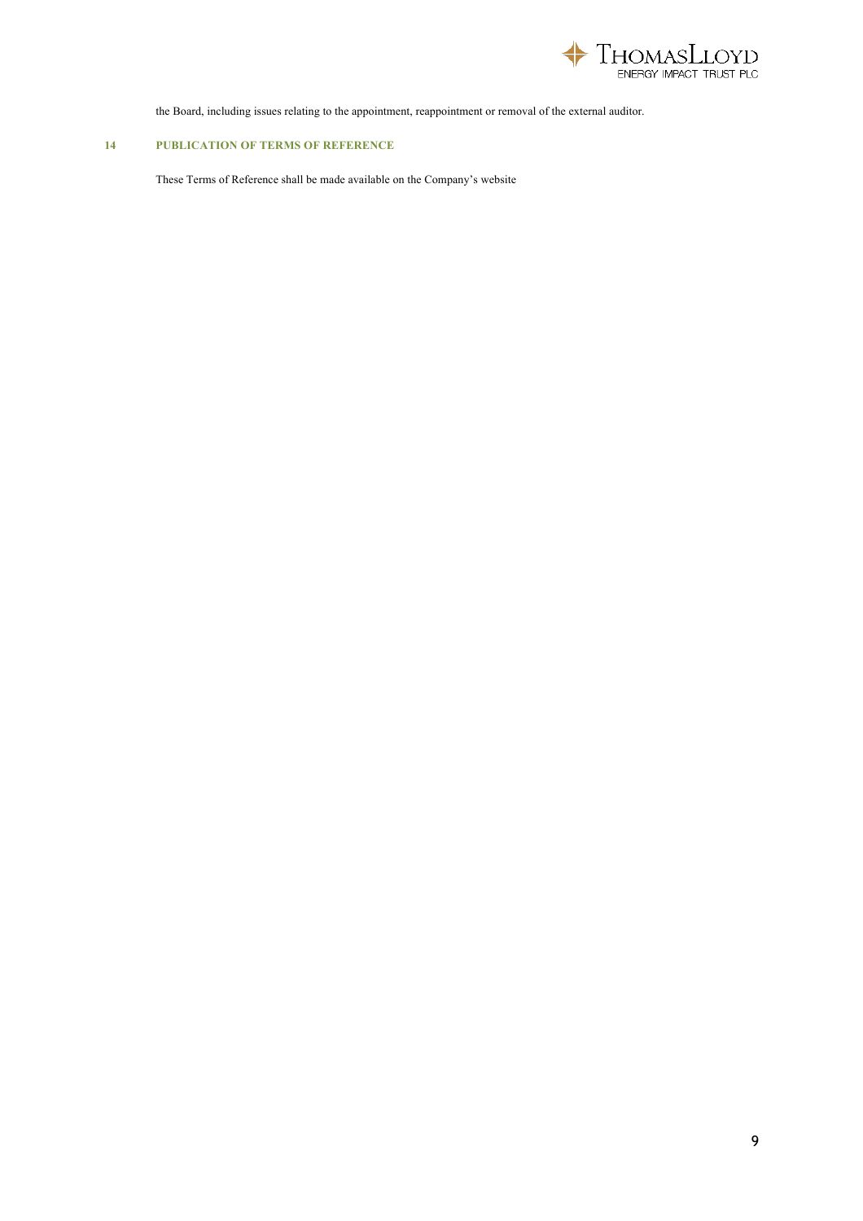the Board, including issues relating to the appointment, reappointment or removal of the external auditor.

## 14 PUBLICATION OF TERMS OF REFERENCE

These Terms of Reference shall be made available on the Company's website